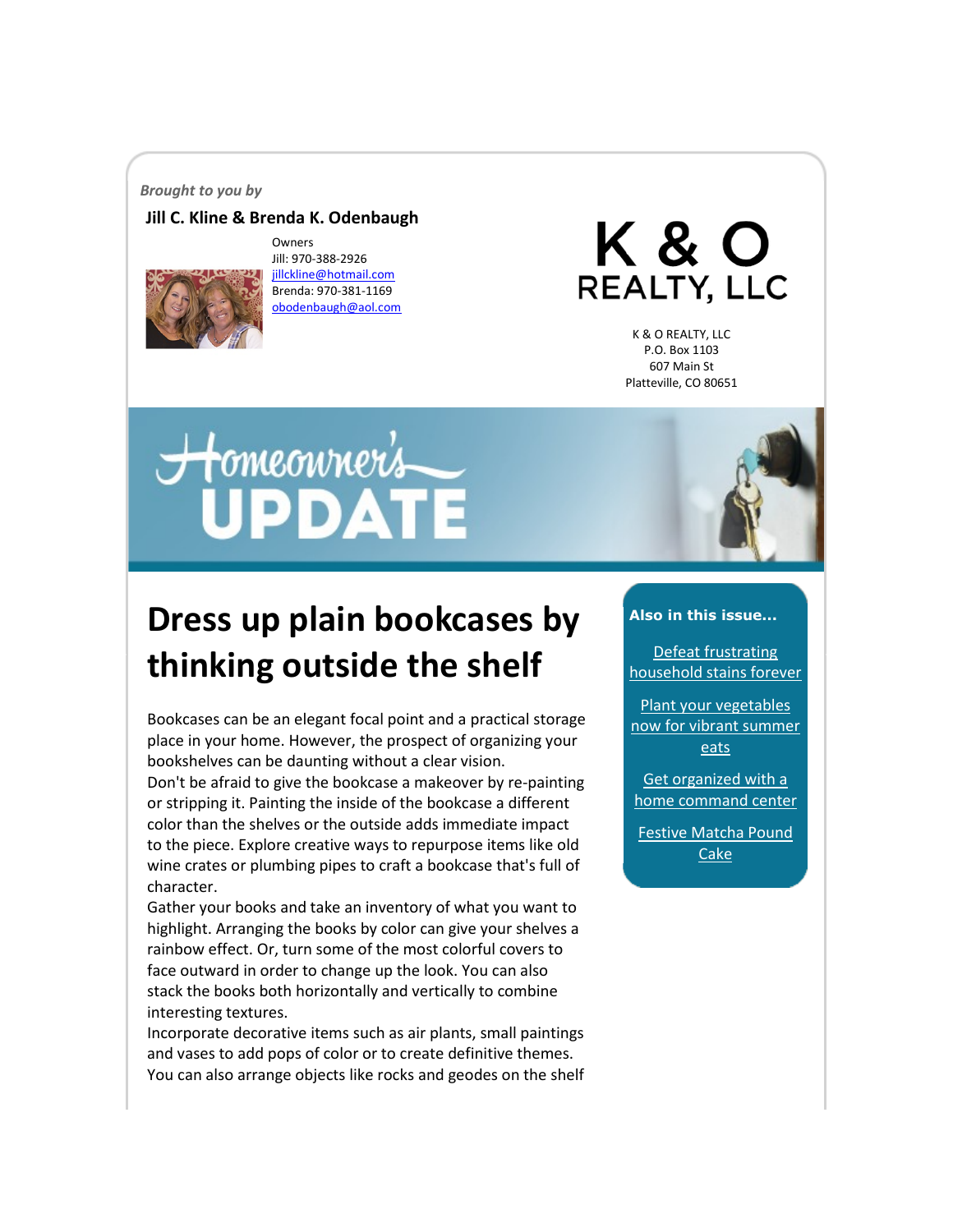*Brought to you by*

**Jill C. Kline & Brenda K. Odenbaugh**

Owners
Jill: 970-388-2926
jillckline@hotmail.com
Brenda: 970-381-1169
obodenbaugh@aol.com

K & O REALTY, LLC

K & O REALTY, LLC
P.O. Box 1103
607 Main St
Platteville, CO 80651

Homeowner's UPDATE

**Also in this issue...**

- Defeat frustrating household stains forever
- Plant your vegetables now for vibrant summer eats
- Get organized with a home command center
- Festive Matcha Pound Cake

# Dress up plain bookcases by thinking outside the shelf

Bookcases can be an elegant focal point and a practical storage place in your home. However, the prospect of organizing your bookshelves can be daunting without a clear vision.

Don't be afraid to give the bookcase a makeover by re-painting or stripping it. Painting the inside of the bookcase a different color than the shelves or the outside adds immediate impact to the piece. Explore creative ways to repurpose items like old wine crates or plumbing pipes to craft a bookcase that's full of character.

Gather your books and take an inventory of what you want to highlight. Arranging the books by color can give your shelves a rainbow effect. Or, turn some of the most colorful covers to face outward in order to change up the look. You can also stack the books both horizontally and vertically to combine interesting textures.

Incorporate decorative items such as air plants, small paintings and vases to add pops of color or to create definitive themes. You can also arrange objects like rocks and geodes on the shelf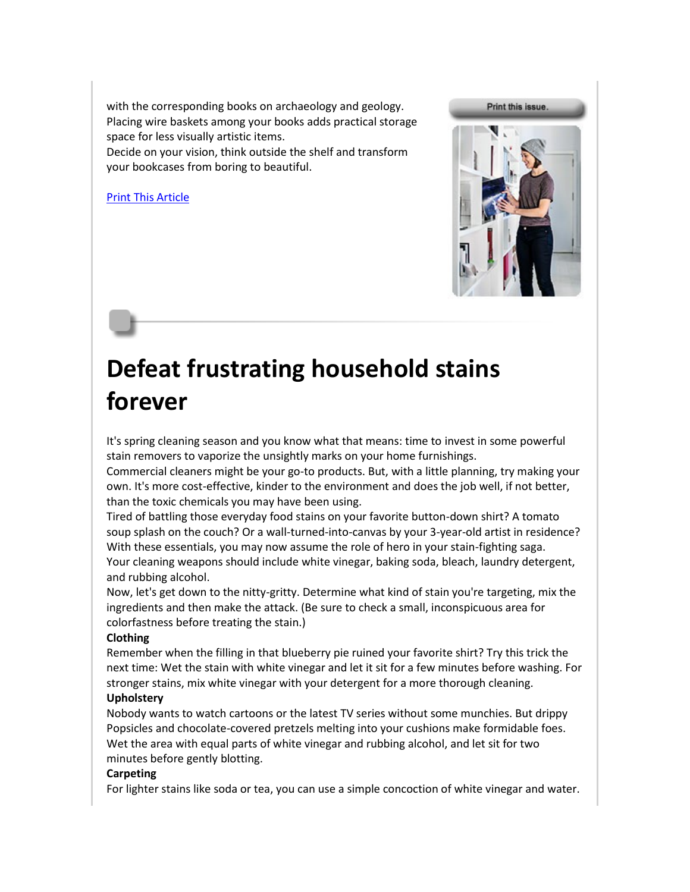with the corresponding books on archaeology and geology. Placing wire baskets among your books adds practical storage space for less visually artistic items.
Decide on your vision, think outside the shelf and transform your bookcases from boring to beautiful.

Print This Article

Print this issue.

# Defeat frustrating household stains forever

It's spring cleaning season and you know what that means: time to invest in some powerful stain removers to vaporize the unsightly marks on your home furnishings.
Commercial cleaners might be your go-to products. But, with a little planning, try making your own. It's more cost-effective, kinder to the environment and does the job well, if not better, than the toxic chemicals you may have been using.
Tired of battling those everyday food stains on your favorite button-down shirt? A tomato soup splash on the couch? Or a wall-turned-into-canvas by your 3-year-old artist in residence? With these essentials, you may now assume the role of hero in your stain-fighting saga.
Your cleaning weapons should include white vinegar, baking soda, bleach, laundry detergent, and rubbing alcohol.
Now, let's get down to the nitty-gritty. Determine what kind of stain you're targeting, mix the ingredients and then make the attack. (Be sure to check a small, inconspicuous area for colorfastness before treating the stain.)

**Clothing**

Remember when the filling in that blueberry pie ruined your favorite shirt? Try this trick the next time: Wet the stain with white vinegar and let it sit for a few minutes before washing. For stronger stains, mix white vinegar with your detergent for a more thorough cleaning.

**Upholstery**

Nobody wants to watch cartoons or the latest TV series without some munchies. But drippy Popsicles and chocolate-covered pretzels melting into your cushions make formidable foes. Wet the area with equal parts of white vinegar and rubbing alcohol, and let sit for two minutes before gently blotting.

**Carpeting**

For lighter stains like soda or tea, you can use a simple concoction of white vinegar and water.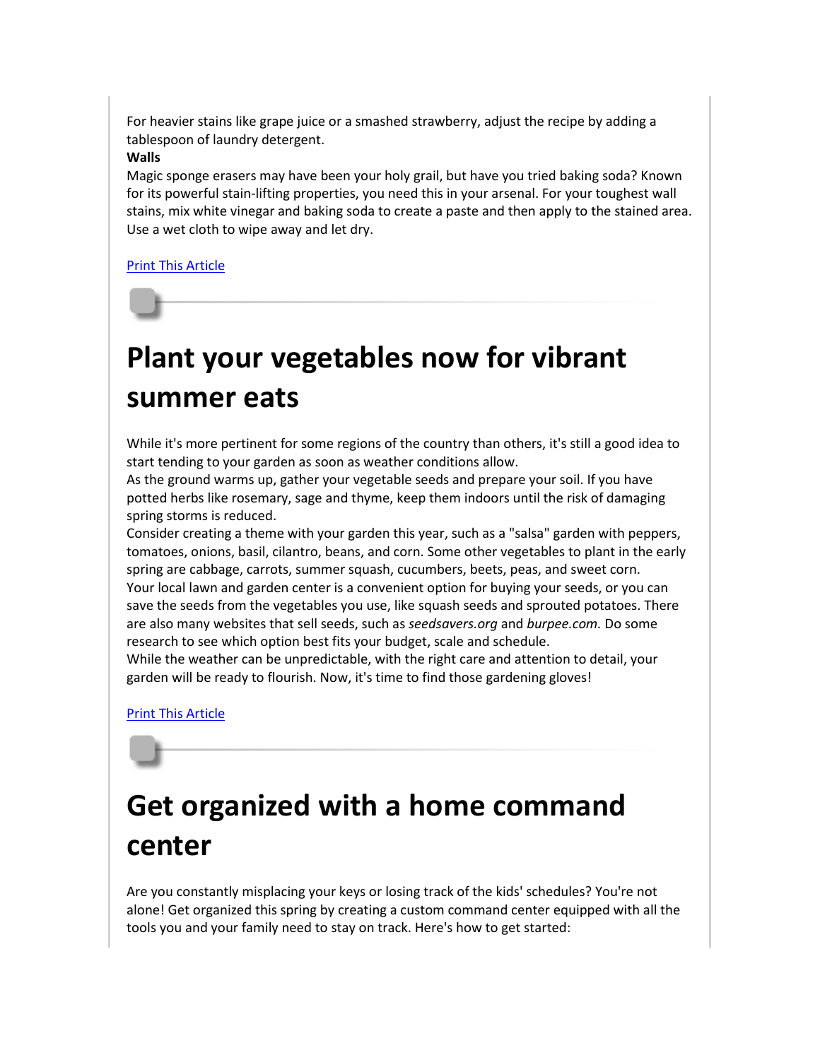For heavier stains like grape juice or a smashed strawberry, adjust the recipe by adding a tablespoon of laundry detergent.

**Walls**

Magic sponge erasers may have been your holy grail, but have you tried baking soda? Known for its powerful stain-lifting properties, you need this in your arsenal. For your toughest wall stains, mix white vinegar and baking soda to create a paste and then apply to the stained area. Use a wet cloth to wipe away and let dry.

Print This Article

# Plant your vegetables now for vibrant summer eats

While it's more pertinent for some regions of the country than others, it's still a good idea to start tending to your garden as soon as weather conditions allow.

As the ground warms up, gather your vegetable seeds and prepare your soil. If you have potted herbs like rosemary, sage and thyme, keep them indoors until the risk of damaging spring storms is reduced.

Consider creating a theme with your garden this year, such as a "salsa" garden with peppers, tomatoes, onions, basil, cilantro, beans, and corn. Some other vegetables to plant in the early spring are cabbage, carrots, summer squash, cucumbers, beets, peas, and sweet corn.

Your local lawn and garden center is a convenient option for buying your seeds, or you can save the seeds from the vegetables you use, like squash seeds and sprouted potatoes. There are also many websites that sell seeds, such as *seedsavers.org* and *burpee.com.* Do some research to see which option best fits your budget, scale and schedule.

While the weather can be unpredictable, with the right care and attention to detail, your garden will be ready to flourish. Now, it's time to find those gardening gloves!

Print This Article

# Get organized with a home command center

Are you constantly misplacing your keys or losing track of the kids' schedules? You're not alone! Get organized this spring by creating a custom command center equipped with all the tools you and your family need to stay on track. Here's how to get started: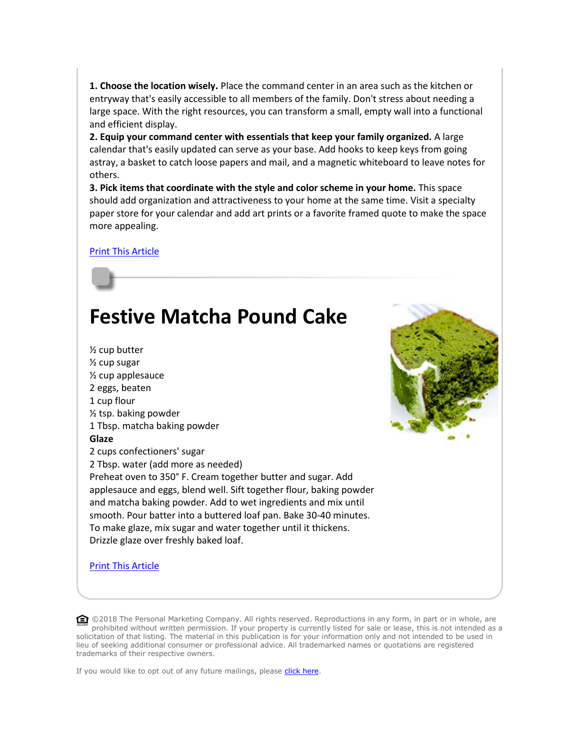**1. Choose the location wisely.** Place the command center in an area such as the kitchen or entryway that's easily accessible to all members of the family. Don't stress about needing a large space. With the right resources, you can transform a small, empty wall into a functional and efficient display.
**2. Equip your command center with essentials that keep your family organized.** A large calendar that's easily updated can serve as your base. Add hooks to keep keys from going astray, a basket to catch loose papers and mail, and a magnetic whiteboard to leave notes for others.
**3. Pick items that coordinate with the style and color scheme in your home.** This space should add organization and attractiveness to your home at the same time. Visit a specialty paper store for your calendar and add art prints or a favorite framed quote to make the space more appealing.

Print This Article

# Festive Matcha Pound Cake

½ cup butter
½ cup sugar
½ cup applesauce
2 eggs, beaten
1 cup flour
½ tsp. baking powder
1 Tbsp. matcha baking powder
**Glaze**
2 cups confectioners' sugar
2 Tbsp. water (add more as needed)
Preheat oven to 350° F. Cream together butter and sugar. Add applesauce and eggs, blend well. Sift together flour, baking powder and matcha baking powder. Add to wet ingredients and mix until smooth. Pour batter into a buttered loaf pan. Bake 30-40 minutes. To make glaze, mix sugar and water together until it thickens. Drizzle glaze over freshly baked loaf.

Print This Article

©2018 The Personal Marketing Company. All rights reserved. Reproductions in any form, in part or in whole, are prohibited without written permission. If your property is currently listed for sale or lease, this is not intended as a solicitation of that listing. The material in this publication is for your information only and not intended to be used in lieu of seeking additional consumer or professional advice. All trademarked names or quotations are registered trademarks of their respective owners.

If you would like to opt out of any future mailings, please click here.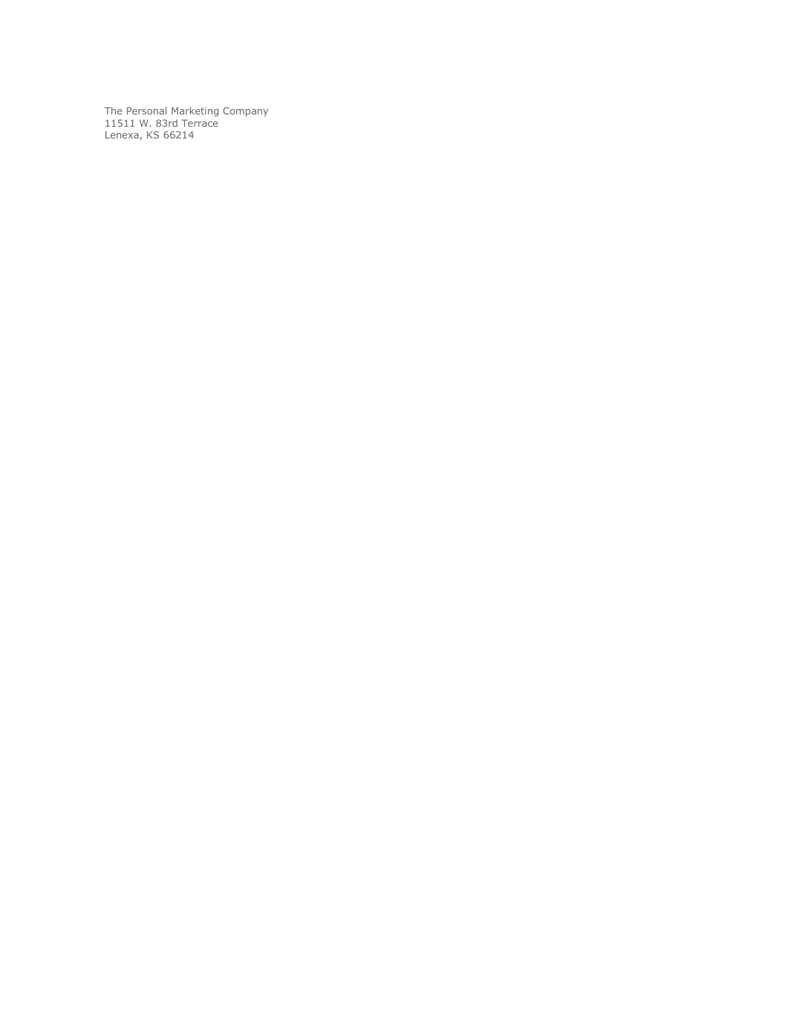The Personal Marketing Company
11511 W. 83rd Terrace
Lenexa, KS 66214